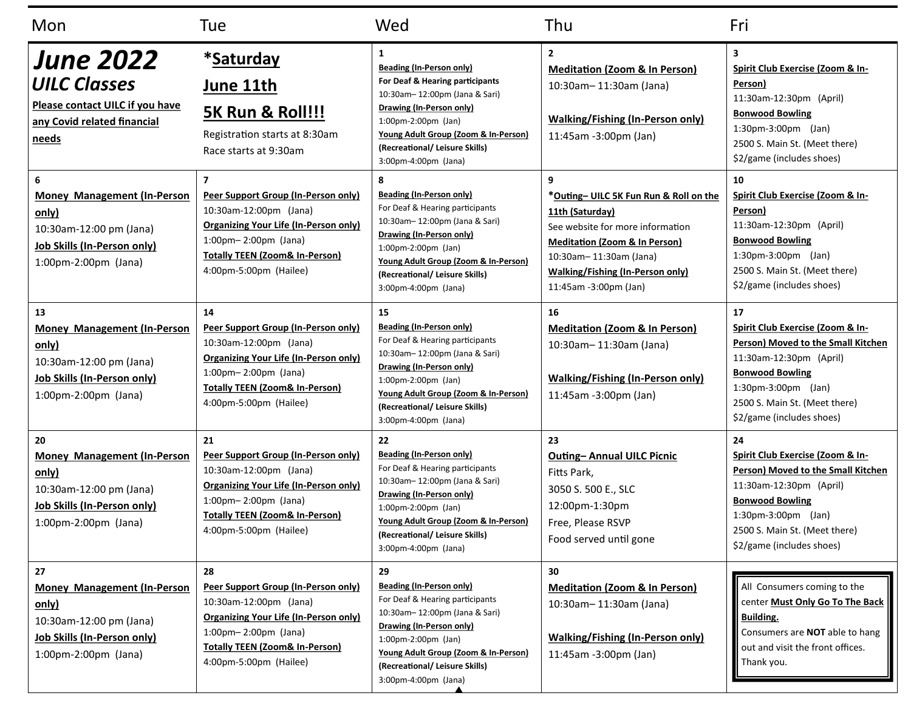| Mon | Tue | Wed | Thu | Fri |
|---|---|---|---|---|
| ***June 2022*** ***UILC Classes*** **Please contact UILC if you have any Covid related financial needs** | ***Saturday June 11th 5K Run & Roll!!!*** Registration starts at 8:30am Race starts at 9:30am | **1** **Beading (In-Person only)** **For Deaf & Hearing participants** 10:30am– 12:00pm (Jana & Sari) **Drawing (In-Person only)** 1:00pm-2:00pm (Jan) **Young Adult Group (Zoom & In-Person)** **(Recreational/ Leisure Skills)** 3:00pm-4:00pm (Jana) | **2** **Meditation (Zoom & In Person)** 10:30am– 11:30am (Jana) **Walking/Fishing (In-Person only)** 11:45am -3:00pm (Jan) | **3** **Spirit Club Exercise (Zoom & In-Person)** 11:30am-12:30pm (April) **Bonwood Bowling** 1:30pm-3:00pm (Jan) 2500 S. Main St. (Meet there) $2/game (includes shoes) |
| **6** **Money Management (In-Person only)** 10:30am-12:00 pm (Jana) **Job Skills (In-Person only)** 1:00pm-2:00pm (Jana) | **7** **Peer Support Group (In-Person only)** 10:30am-12:00pm (Jana) **Organizing Your Life (In-Person only)** 1:00pm– 2:00pm (Jana) **Totally TEEN (Zoom& In-Person)** 4:00pm-5:00pm (Hailee) | **8** **Beading (In-Person only)** For Deaf & Hearing participants 10:30am– 12:00pm (Jana & Sari) **Drawing (In-Person only)** 1:00pm-2:00pm (Jan) **Young Adult Group (Zoom & In-Person)** **(Recreational/ Leisure Skills)** 3:00pm-4:00pm (Jana) | **9** ***Outing– UILC 5K Fun Run & Roll on the 11th (Saturday)** See website for more information **Meditation (Zoom & In Person)** 10:30am– 11:30am (Jana) **Walking/Fishing (In-Person only)** 11:45am -3:00pm (Jan) | **10** **Spirit Club Exercise (Zoom & In-Person)** 11:30am-12:30pm (April) **Bonwood Bowling** 1:30pm-3:00pm (Jan) 2500 S. Main St. (Meet there) $2/game (includes shoes) |
| **13** **Money Management (In-Person only)** 10:30am-12:00 pm (Jana) **Job Skills (In-Person only)** 1:00pm-2:00pm (Jana) | **14** **Peer Support Group (In-Person only)** 10:30am-12:00pm (Jana) **Organizing Your Life (In-Person only)** 1:00pm– 2:00pm (Jana) **Totally TEEN (Zoom& In-Person)** 4:00pm-5:00pm (Hailee) | **15** **Beading (In-Person only)** For Deaf & Hearing participants 10:30am– 12:00pm (Jana & Sari) **Drawing (In-Person only)** 1:00pm-2:00pm (Jan) **Young Adult Group (Zoom & In-Person)** **(Recreational/ Leisure Skills)** 3:00pm-4:00pm (Jana) | **16** **Meditation (Zoom & In Person)** 10:30am– 11:30am (Jana) **Walking/Fishing (In-Person only)** 11:45am -3:00pm (Jan) | **17** **Spirit Club Exercise (Zoom & In-Person) Moved to the Small Kitchen** 11:30am-12:30pm (April) **Bonwood Bowling** 1:30pm-3:00pm (Jan) 2500 S. Main St. (Meet there) $2/game (includes shoes) |
| **20** **Money Management (In-Person only)** 10:30am-12:00 pm (Jana) **Job Skills (In-Person only)** 1:00pm-2:00pm (Jana) | **21** **Peer Support Group (In-Person only)** 10:30am-12:00pm (Jana) **Organizing Your Life (In-Person only)** 1:00pm– 2:00pm (Jana) **Totally TEEN (Zoom& In-Person)** 4:00pm-5:00pm (Hailee) | **22** **Beading (In-Person only)** For Deaf & Hearing participants 10:30am– 12:00pm (Jana & Sari) **Drawing (In-Person only)** 1:00pm-2:00pm (Jan) **Young Adult Group (Zoom & In-Person)** **(Recreational/ Leisure Skills)** 3:00pm-4:00pm (Jana) | **23** **Outing– Annual UILC Picnic** Fitts Park, 3050 S. 500 E., SLC 12:00pm-1:30pm Free, Please RSVP Food served until gone | **24** **Spirit Club Exercise (Zoom & In-Person) Moved to the Small Kitchen** 11:30am-12:30pm (April) **Bonwood Bowling** 1:30pm-3:00pm (Jan) 2500 S. Main St. (Meet there) $2/game (includes shoes) |
| **27** **Money Management (In-Person only)** 10:30am-12:00 pm (Jana) **Job Skills (In-Person only)** 1:00pm-2:00pm (Jana) | **28** **Peer Support Group (In-Person only)** 10:30am-12:00pm (Jana) **Organizing Your Life (In-Person only)** 1:00pm– 2:00pm (Jana) **Totally TEEN (Zoom& In-Person)** 4:00pm-5:00pm (Hailee) | **29** **Beading (In-Person only)** For Deaf & Hearing participants 10:30am– 12:00pm (Jana & Sari) **Drawing (In-Person only)** 1:00pm-2:00pm (Jan) **Young Adult Group (Zoom & In-Person)** **(Recreational/ Leisure Skills)** 3:00pm-4:00pm (Jana) | **30** **Meditation (Zoom & In Person)** 10:30am– 11:30am (Jana) **Walking/Fishing (In-Person only)** 11:45am -3:00pm (Jan) | All Consumers coming to the center **Must Only Go To The Back Building.** Consumers are **NOT** able to hang out and visit the front offices. Thank you. |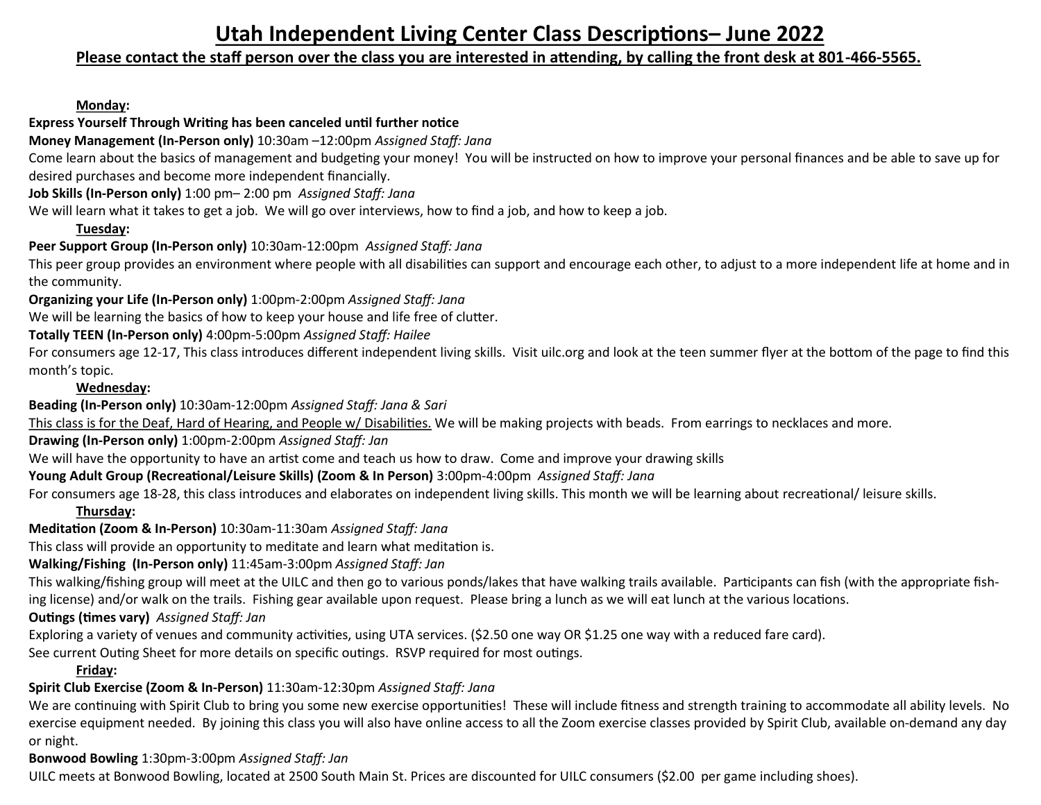# Utah Independent Living Center Class Descriptions– June 2022

**Please contact the staff person over the class you are interested in attending, by calling the front desk at 801-466-5565.**

## Monday:

**Express Yourself Through Writing has been canceled until further notice**

**Money Management (In-Person only)** 10:30am –12:00pm *Assigned Staff: Jana*

Come learn about the basics of management and budgeting your money! You will be instructed on how to improve your personal finances and be able to save up for desired purchases and become more independent financially.

**Job Skills (In-Person only)** 1:00 pm– 2:00 pm *Assigned Staff: Jana*

We will learn what it takes to get a job. We will go over interviews, how to find a job, and how to keep a job.

## Tuesday:

**Peer Support Group (In-Person only)** 10:30am-12:00pm *Assigned Staff: Jana*

This peer group provides an environment where people with all disabilities can support and encourage each other, to adjust to a more independent life at home and in the community.

**Organizing your Life (In-Person only)** 1:00pm-2:00pm *Assigned Staff: Jana*

We will be learning the basics of how to keep your house and life free of clutter.

**Totally TEEN (In-Person only)** 4:00pm-5:00pm *Assigned Staff: Hailee*

For consumers age 12-17, This class introduces different independent living skills. Visit uilc.org and look at the teen summer flyer at the bottom of the page to find this month's topic.

## Wednesday:

**Beading (In-Person only)** 10:30am-12:00pm *Assigned Staff: Jana & Sari*

This class is for the Deaf, Hard of Hearing, and People w/ Disabilities. We will be making projects with beads. From earrings to necklaces and more.

**Drawing (In-Person only)** 1:00pm-2:00pm *Assigned Staff: Jan*

We will have the opportunity to have an artist come and teach us how to draw. Come and improve your drawing skills

**Young Adult Group (Recreational/Leisure Skills) (Zoom & In Person)** 3:00pm-4:00pm *Assigned Staff: Jana*

For consumers age 18-28, this class introduces and elaborates on independent living skills. This month we will be learning about recreational/ leisure skills.

## Thursday:

**Meditation (Zoom & In-Person)** 10:30am-11:30am *Assigned Staff: Jana*

This class will provide an opportunity to meditate and learn what meditation is.

**Walking/Fishing (In-Person only)** 11:45am-3:00pm *Assigned Staff: Jan*

This walking/fishing group will meet at the UILC and then go to various ponds/lakes that have walking trails available. Participants can fish (with the appropriate fishing license) and/or walk on the trails. Fishing gear available upon request. Please bring a lunch as we will eat lunch at the various locations.

**Outings (times vary)** *Assigned Staff: Jan*

Exploring a variety of venues and community activities, using UTA services. ($2.50 one way OR $1.25 one way with a reduced fare card).
See current Outing Sheet for more details on specific outings. RSVP required for most outings.

## Friday:

**Spirit Club Exercise (Zoom & In-Person)** 11:30am-12:30pm *Assigned Staff: Jana*

We are continuing with Spirit Club to bring you some new exercise opportunities! These will include fitness and strength training to accommodate all ability levels. No exercise equipment needed. By joining this class you will also have online access to all the Zoom exercise classes provided by Spirit Club, available on-demand any day or night.

**Bonwood Bowling** 1:30pm-3:00pm *Assigned Staff: Jan*

UILC meets at Bonwood Bowling, located at 2500 South Main St. Prices are discounted for UILC consumers ($2.00 per game including shoes).